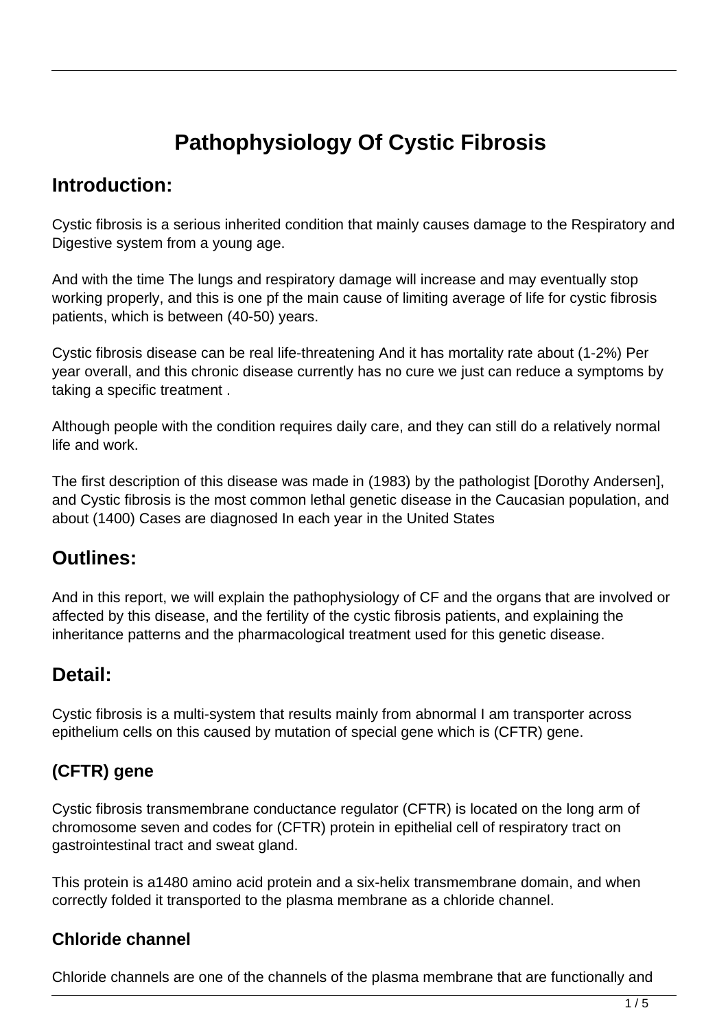# Pathophysiology Of Cystic Fibrosis

## Introduction:

Cystic fibrosis is a serious inherited condition that mainly causes damage to the Respiratory and Digestive system from a young age.

And with the time The lungs and respiratory damage will increase and may eventually stop working properly, and this is one pf the main cause of limiting average of life for cystic fibrosis patients, which is between (40-50) years.

Cystic fibrosis disease can be real life-threatening And it has mortality rate about (1-2%) Per year overall, and this chronic disease currently has no cure we just can reduce a symptoms by taking a specific treatment .

Although people with the condition requires daily care, and they can still do a relatively normal life and work.

The first description of this disease was made in (1983) by the pathologist [Dorothy Andersen], and Cystic fibrosis is the most common lethal genetic disease in the Caucasian population, and about (1400) Cases are diagnosed In each year in the United States

## Outlines:

And in this report, we will explain the pathophysiology of CF and the organs that are involved or affected by this disease, and the fertility of the cystic fibrosis patients, and explaining the inheritance patterns and the pharmacological treatment used for this genetic disease.

## Detail:

Cystic fibrosis is a multi-system that results mainly from abnormal I am transporter across epithelium cells on this caused by mutation of special gene which is (CFTR) gene.

### (CFTR) gene

Cystic fibrosis transmembrane conductance regulator (CFTR) is located on the long arm of chromosome seven and codes for (CFTR) protein in epithelial cell of respiratory tract on gastrointestinal tract and sweat gland.

This protein is a1480 amino acid protein and a six-helix transmembrane domain, and when correctly folded it transported to the plasma membrane as a chloride channel.

### Chloride channel

Chloride channels are one of the channels of the plasma membrane that are functionally and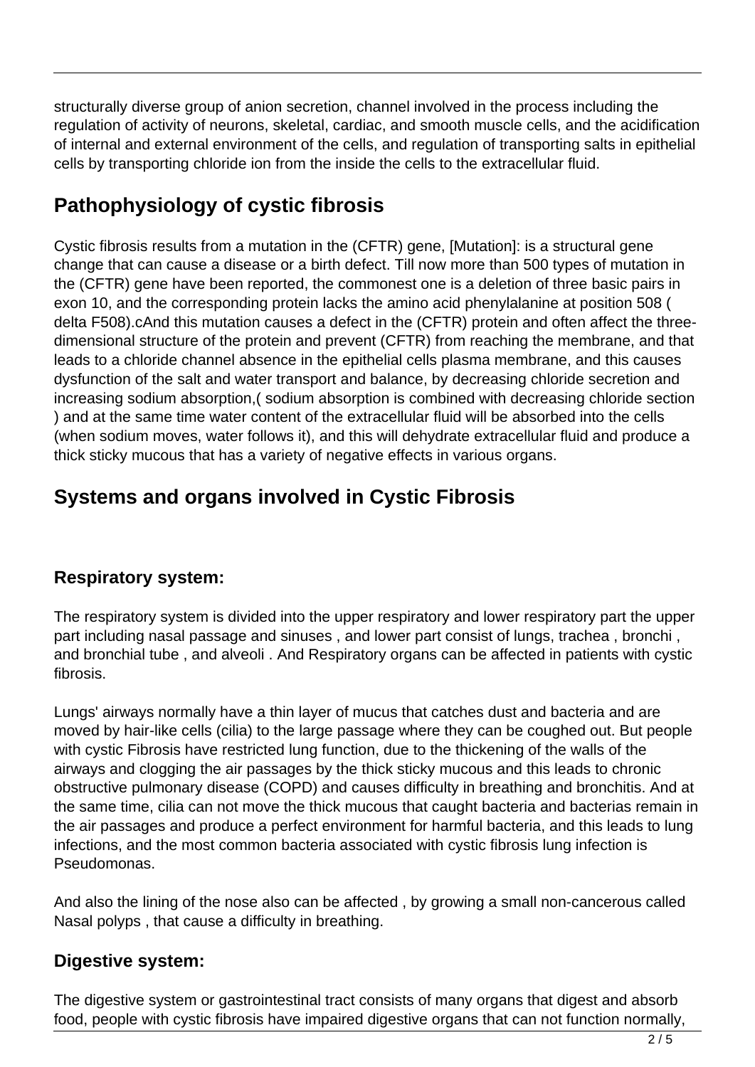structurally diverse group of anion secretion, channel involved in the process including the regulation of activity of neurons, skeletal, cardiac, and smooth muscle cells, and the acidification of internal and external environment of the cells, and regulation of transporting salts in epithelial cells by transporting chloride ion from the inside the cells to the extracellular fluid.

## Pathophysiology of cystic fibrosis

Cystic fibrosis results from a mutation in the (CFTR) gene, [Mutation]: is a structural gene change that can cause a disease or a birth defect. Till now more than 500 types of mutation in the (CFTR) gene have been reported, the commonest one is a deletion of three basic pairs in exon 10, and the corresponding protein lacks the amino acid phenylalanine at position 508 ( delta F508).cAnd this mutation causes a defect in the (CFTR) protein and often affect the three-dimensional structure of the protein and prevent (CFTR) from reaching the membrane, and that leads to a chloride channel absence in the epithelial cells plasma membrane, and this causes dysfunction of the salt and water transport and balance, by decreasing chloride secretion and increasing sodium absorption,( sodium absorption is combined with decreasing chloride section ) and at the same time water content of the extracellular fluid will be absorbed into the cells (when sodium moves, water follows it), and this will dehydrate extracellular fluid and produce a thick sticky mucous that has a variety of negative effects in various organs.

## Systems and organs involved in Cystic Fibrosis

### Respiratory system:

The respiratory system is divided into the upper respiratory and lower respiratory part the upper part including nasal passage and sinuses , and lower part consist of lungs, trachea , bronchi , and bronchial tube , and alveoli . And Respiratory organs can be affected in patients with cystic fibrosis.

Lungs' airways normally have a thin layer of mucus that catches dust and bacteria and are moved by hair-like cells (cilia) to the large passage where they can be coughed out. But people with cystic Fibrosis have restricted lung function, due to the thickening of the walls of the airways and clogging the air passages by the thick sticky mucous and this leads to chronic obstructive pulmonary disease (COPD) and causes difficulty in breathing and bronchitis. And at the same time, cilia can not move the thick mucous that caught bacteria and bacterias remain in the air passages and produce a perfect environment for harmful bacteria, and this leads to lung infections, and the most common bacteria associated with cystic fibrosis lung infection is Pseudomonas.

And also the lining of the nose also can be affected , by growing a small non-cancerous called Nasal polyps , that cause a difficulty in breathing.

### Digestive system:

The digestive system or gastrointestinal tract consists of many organs that digest and absorb food, people with cystic fibrosis have impaired digestive organs that can not function normally,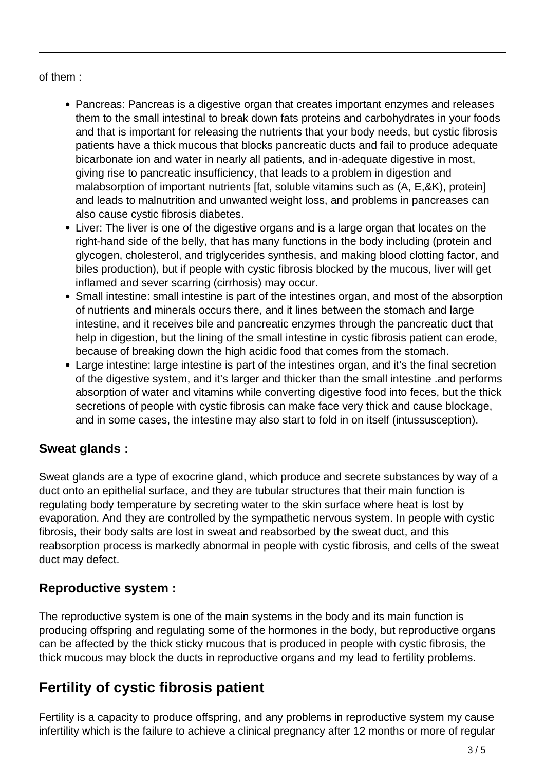of them :

- Pancreas: Pancreas is a digestive organ that creates important enzymes and releases them to the small intestinal to break down fats proteins and carbohydrates in your foods and that is important for releasing the nutrients that your body needs, but cystic fibrosis patients have a thick mucous that blocks pancreatic ducts and fail to produce adequate bicarbonate ion and water in nearly all patients, and in-adequate digestive in most, giving rise to pancreatic insufficiency, that leads to a problem in digestion and malabsorption of important nutrients [fat, soluble vitamins such as (A, E,&K), protein] and leads to malnutrition and unwanted weight loss, and problems in pancreases can also cause cystic fibrosis diabetes.
- Liver: The liver is one of the digestive organs and is a large organ that locates on the right-hand side of the belly, that has many functions in the body including (protein and glycogen, cholesterol, and triglycerides synthesis, and making blood clotting factor, and biles production), but if people with cystic fibrosis blocked by the mucous, liver will get inflamed and sever scarring (cirrhosis) may occur.
- Small intestine: small intestine is part of the intestines organ, and most of the absorption of nutrients and minerals occurs there, and it lines between the stomach and large intestine, and it receives bile and pancreatic enzymes through the pancreatic duct that help in digestion, but the lining of the small intestine in cystic fibrosis patient can erode, because of breaking down the high acidic food that comes from the stomach.
- Large intestine: large intestine is part of the intestines organ, and it's the final secretion of the digestive system, and it's larger and thicker than the small intestine .and performs absorption of water and vitamins while converting digestive food into feces, but the thick secretions of people with cystic fibrosis can make face very thick and cause blockage, and in some cases, the intestine may also start to fold in on itself (intussusception).

### Sweat glands :

Sweat glands are a type of exocrine gland, which produce and secrete substances by way of a duct onto an epithelial surface, and they are tubular structures that their main function is regulating body temperature by secreting water to the skin surface where heat is lost by evaporation. And they are controlled by the sympathetic nervous system. In people with cystic fibrosis, their body salts are lost in sweat and reabsorbed by the sweat duct, and this reabsorption process is markedly abnormal in people with cystic fibrosis, and cells of the sweat duct may defect.

### Reproductive system :

The reproductive system is one of the main systems in the body and its main function is producing offspring and regulating some of the hormones in the body, but reproductive organs can be affected by the thick sticky mucous that is produced in people with cystic fibrosis, the thick mucous may block the ducts in reproductive organs and my lead to fertility problems.

## Fertility of cystic fibrosis patient

Fertility is a capacity to produce offspring, and any problems in reproductive system my cause infertility which is the failure to achieve a clinical pregnancy after 12 months or more of regular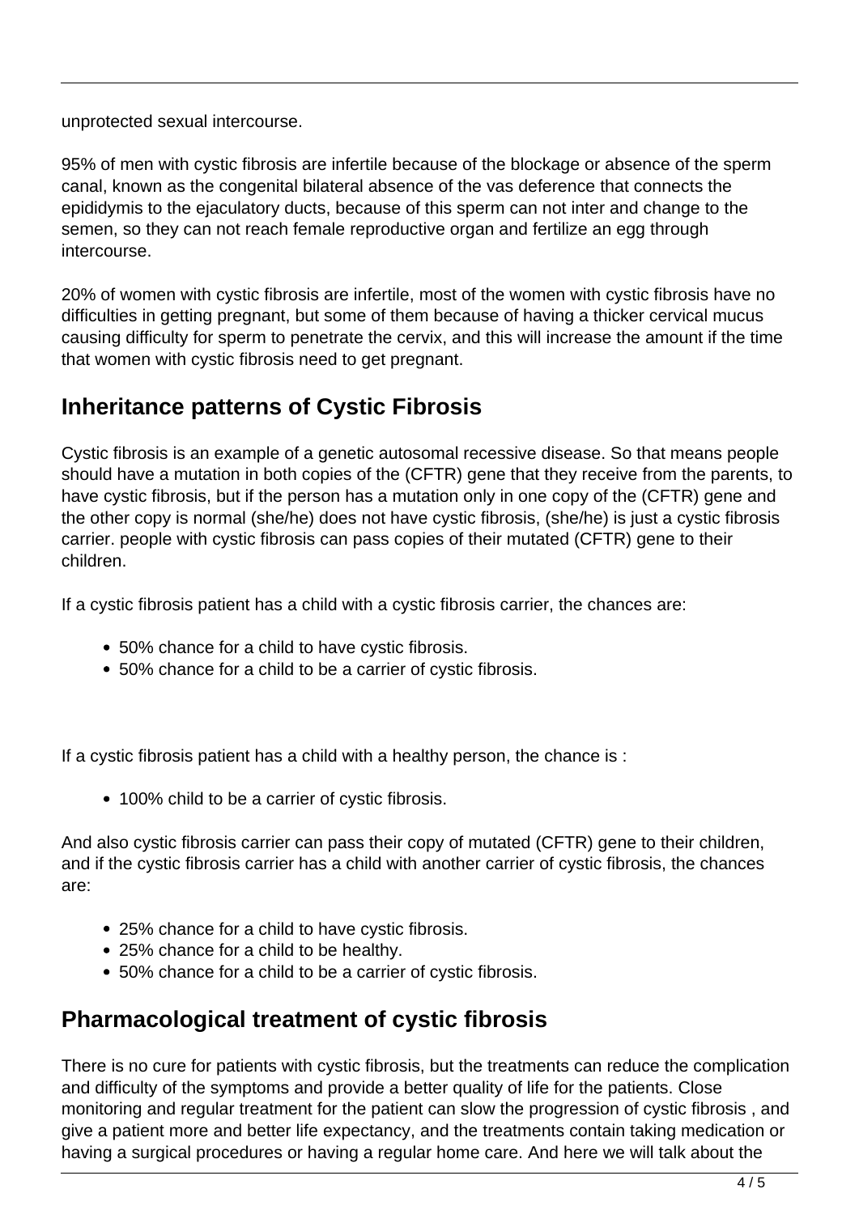unprotected sexual intercourse.

95% of men with cystic fibrosis are infertile because of the blockage or absence of the sperm canal, known as the congenital bilateral absence of the vas deference that connects the epididymis to the ejaculatory ducts, because of this sperm can not inter and change to the semen, so they can not reach female reproductive organ and fertilize an egg through intercourse.

20% of women with cystic fibrosis are infertile, most of the women with cystic fibrosis have no difficulties in getting pregnant, but some of them because of having a thicker cervical mucus causing difficulty for sperm to penetrate the cervix, and this will increase the amount if the time that women with cystic fibrosis need to get pregnant.

## Inheritance patterns of Cystic Fibrosis

Cystic fibrosis is an example of a genetic autosomal recessive disease. So that means people should have a mutation in both copies of the (CFTR) gene that they receive from the parents, to have cystic fibrosis, but if the person has a mutation only in one copy of the (CFTR) gene and the other copy is normal (she/he) does not have cystic fibrosis, (she/he) is just a cystic fibrosis carrier. people with cystic fibrosis can pass copies of their mutated (CFTR) gene to their children.

If a cystic fibrosis patient has a child with a cystic fibrosis carrier, the chances are:

- 50% chance for a child to have cystic fibrosis.
- 50% chance for a child to be a carrier of cystic fibrosis.

If a cystic fibrosis patient has a child with a healthy person, the chance is :

- 100% child to be a carrier of cystic fibrosis.

And also cystic fibrosis carrier can pass their copy of mutated (CFTR) gene to their children, and if the cystic fibrosis carrier has a child with another carrier of cystic fibrosis, the chances are:

- 25% chance for a child to have cystic fibrosis.
- 25% chance for a child to be healthy.
- 50% chance for a child to be a carrier of cystic fibrosis.

## Pharmacological treatment of cystic fibrosis

There is no cure for patients with cystic fibrosis, but the treatments can reduce the complication and difficulty of the symptoms and provide a better quality of life for the patients. Close monitoring and regular treatment for the patient can slow the progression of cystic fibrosis , and give a patient more and better life expectancy, and the treatments contain taking medication or having a surgical procedures or having a regular home care. And here we will talk about the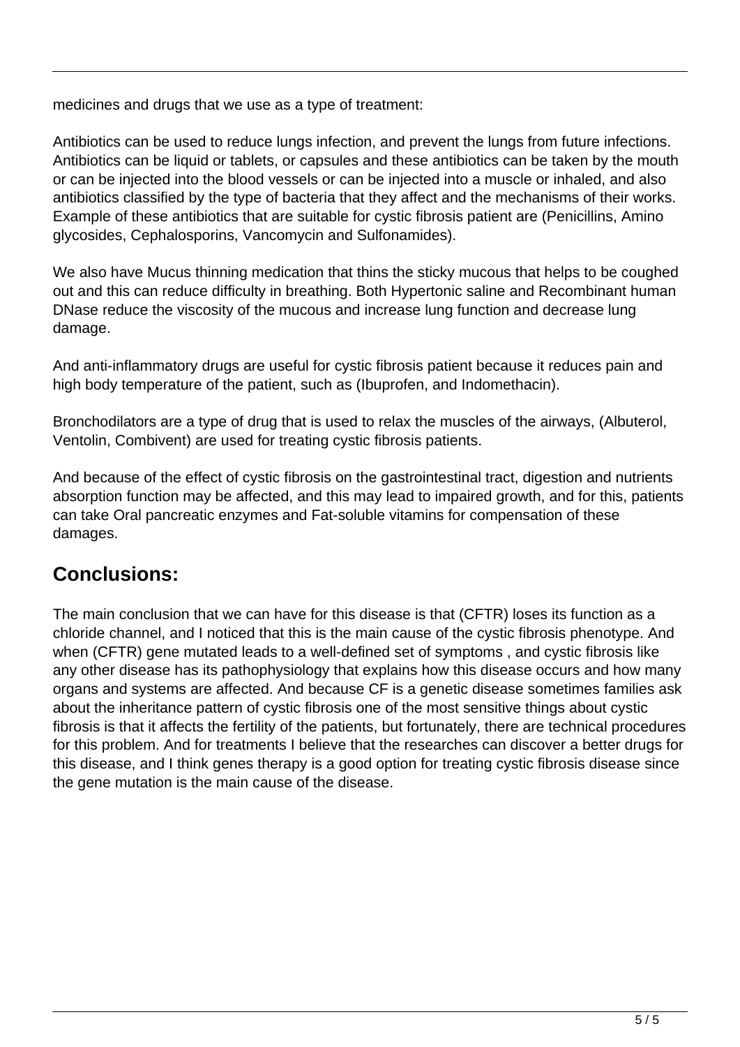medicines and drugs that we use as a type of treatment:

Antibiotics can be used to reduce lungs infection, and prevent the lungs from future infections. Antibiotics can be liquid or tablets, or capsules and these antibiotics can be taken by the mouth or can be injected into the blood vessels or can be injected into a muscle or inhaled, and also antibiotics classified by the type of bacteria that they affect and the mechanisms of their works. Example of these antibiotics that are suitable for cystic fibrosis patient are (Penicillins, Amino glycosides, Cephalosporins, Vancomycin and Sulfonamides).

We also have Mucus thinning medication that thins the sticky mucous that helps to be coughed out and this can reduce difficulty in breathing. Both Hypertonic saline and Recombinant human DNase reduce the viscosity of the mucous and increase lung function and decrease lung damage.

And anti-inflammatory drugs are useful for cystic fibrosis patient because it reduces pain and high body temperature of the patient, such as (Ibuprofen, and Indomethacin).

Bronchodilators are a type of drug that is used to relax the muscles of the airways, (Albuterol, Ventolin, Combivent) are used for treating cystic fibrosis patients.

And because of the effect of cystic fibrosis on the gastrointestinal tract, digestion and nutrients absorption function may be affected, and this may lead to impaired growth, and for this, patients can take Oral pancreatic enzymes and Fat-soluble vitamins for compensation of these damages.

## Conclusions:

The main conclusion that we can have for this disease is that (CFTR) loses its function as a chloride channel, and I noticed that this is the main cause of the cystic fibrosis phenotype. And when (CFTR) gene mutated leads to a well-defined set of symptoms , and cystic fibrosis like any other disease has its pathophysiology that explains how this disease occurs and how many organs and systems are affected. And because CF is a genetic disease sometimes families ask about the inheritance pattern of cystic fibrosis one of the most sensitive things about cystic fibrosis is that it affects the fertility of the patients, but fortunately, there are technical procedures for this problem. And for treatments I believe that the researches can discover a better drugs for this disease, and I think genes therapy is a good option for treating cystic fibrosis disease since the gene mutation is the main cause of the disease.